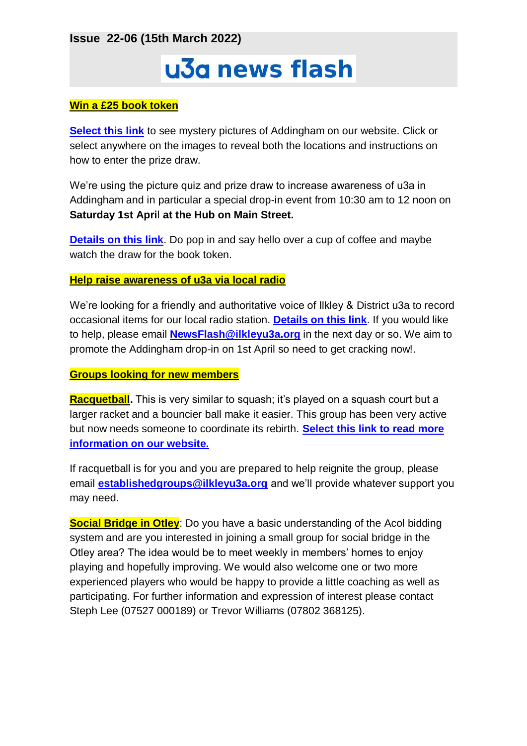**Issue 22-06 (15th March 2022)**

# u3a news flash

**Win a £25 book token**

**Select this link** to see mystery pictures of Addingham on our website. Click or select anywhere on the images to reveal both the locations and instructions on how to enter the prize draw.

We're using the picture quiz and prize draw to increase awareness of u3a in Addingham and in particular a special drop-in event from 10:30 am to 12 noon on **Saturday 1st April at the Hub on Main Street.**

**Details on this link**. Do pop in and say hello over a cup of coffee and maybe watch the draw for the book token.

**Help raise awareness of u3a via local radio**

We're looking for a friendly and authoritative voice of Ilkley & District u3a to record occasional items for our local radio station. **Details on this link**. If you would like to help, please email **NewsFlash@ilkleyu3a.org** in the next day or so. We aim to promote the Addingham drop-in on 1st April so need to get cracking now!.

**Groups looking for new members**

**Racquetball.** This is very similar to squash; it's played on a squash court but a larger racket and a bouncier ball make it easier. This group has been very active but now needs someone to coordinate its rebirth. **Select this link to read more information on our website.**

If racquetball is for you and you are prepared to help reignite the group, please email **establishedgroups@ilkleyu3a.org** and we'll provide whatever support you may need.

**Social Bridge in Otley**: Do you have a basic understanding of the Acol bidding system and are you interested in joining a small group for social bridge in the Otley area? The idea would be to meet weekly in members' homes to enjoy playing and hopefully improving. We would also welcome one or two more experienced players who would be happy to provide a little coaching as well as participating. For further information and expression of interest please contact Steph Lee (07527 000189) or Trevor Williams (07802 368125).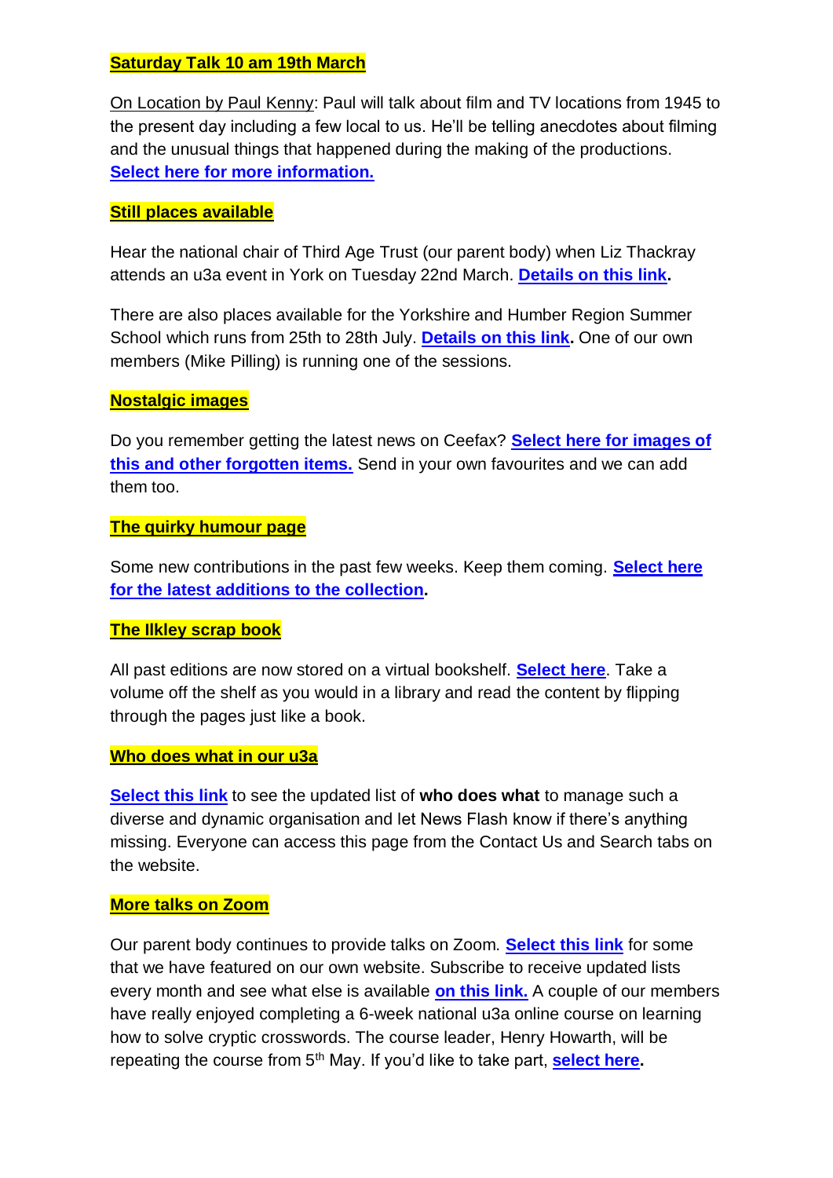**Saturday Talk 10 am 19th March**

On Location by Paul Kenny: Paul will talk about film and TV locations from 1945 to the present day including a few local to us. He'll be telling anecdotes about filming and the unusual things that happened during the making of the productions. **Select here for more information.**

**Still places available**

Hear the national chair of Third Age Trust (our parent body) when Liz Thackray attends an u3a event in York on Tuesday 22nd March. **Details on this link.**

There are also places available for the Yorkshire and Humber Region Summer School which runs from 25th to 28th July. **Details on this link.** One of our own members (Mike Pilling) is running one of the sessions.

**Nostalgic images**

Do you remember getting the latest news on Ceefax? **Select here for images of this and other forgotten items.** Send in your own favourites and we can add them too.

**The quirky humour page**

Some new contributions in the past few weeks. Keep them coming. **Select here for the latest additions to the collection.**

**The Ilkley scrap book**

All past editions are now stored on a virtual bookshelf. **Select here**. Take a volume off the shelf as you would in a library and read the content by flipping through the pages just like a book.

**Who does what in our u3a**

**Select this link** to see the updated list of **who does what** to manage such a diverse and dynamic organisation and let News Flash know if there's anything missing. Everyone can access this page from the Contact Us and Search tabs on the website.

**More talks on Zoom**

Our parent body continues to provide talks on Zoom. **Select this link** for some that we have featured on our own website. Subscribe to receive updated lists every month and see what else is available **on this link.** A couple of our members have really enjoyed completing a 6-week national u3a online course on learning how to solve cryptic crosswords. The course leader, Henry Howarth, will be repeating the course from 5th May. If you'd like to take part, **select here.**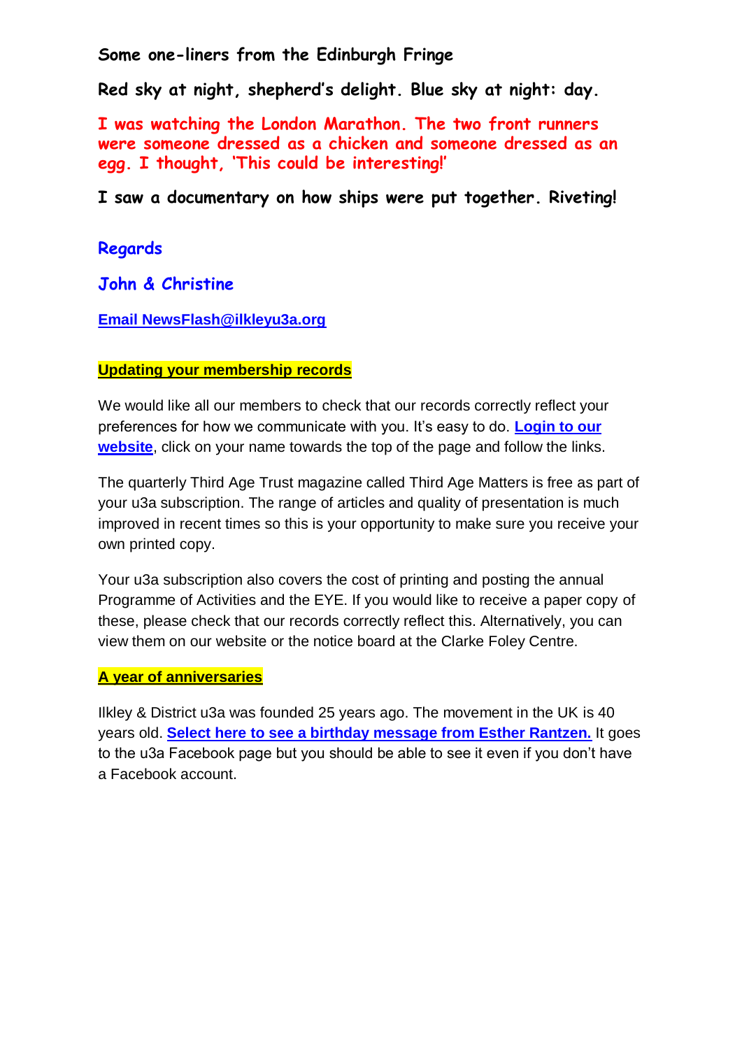**Some one-liners from the Edinburgh Fringe**

**Red sky at night, shepherd's delight. Blue sky at night: day.**

**I was watching the London Marathon. The two front runners were someone dressed as a chicken and someone dressed as an egg. I thought, 'This could be interesting!'**

**I saw a documentary on how ships were put together. Riveting!**

**Regards**

**John & Christine**

**Email NewsFlash@ilkleyu3a.org**

**Updating your membership records**

We would like all our members to check that our records correctly reflect your preferences for how we communicate with you. It's easy to do. **Login to our website**, click on your name towards the top of the page and follow the links.

The quarterly Third Age Trust magazine called Third Age Matters is free as part of your u3a subscription. The range of articles and quality of presentation is much improved in recent times so this is your opportunity to make sure you receive your own printed copy.

Your u3a subscription also covers the cost of printing and posting the annual Programme of Activities and the EYE. If you would like to receive a paper copy of these, please check that our records correctly reflect this. Alternatively, you can view them on our website or the notice board at the Clarke Foley Centre.

**A year of anniversaries**

Ilkley & District u3a was founded 25 years ago. The movement in the UK is 40 years old. **Select here to see a birthday message from Esther Rantzen.** It goes to the u3a Facebook page but you should be able to see it even if you don't have a Facebook account.